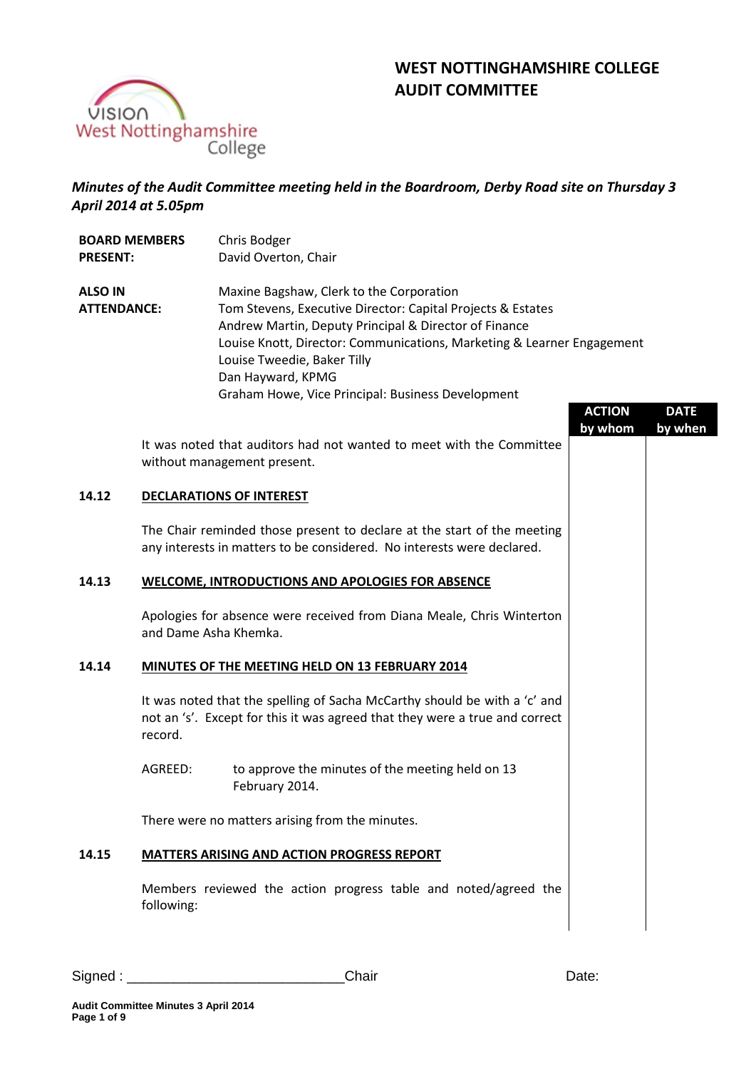# WEST NOTTINGHAMSHIRE COLLEGE
# AUDIT COMMITTEE

***Minutes of the Audit Committee meeting held in the Boardroom, Derby Road site on Thursday 3 April 2014 at 5.05pm***

| | |
|---|---|
| **BOARD MEMBERS PRESENT:** | Chris Bodger<br>David Overton, Chair |
| **ALSO IN ATTENDANCE:** | Maxine Bagshaw, Clerk to the Corporation<br>Tom Stevens, Executive Director: Capital Projects & Estates<br>Andrew Martin, Deputy Principal & Director of Finance<br>Louise Knott, Director: Communications, Marketing & Learner Engagement<br>Louise Tweedie, Baker Tilly<br>Dan Hayward, KPMG<br>Graham Howe, Vice Principal: Business Development |

| | | ACTION by whom | DATE by when |
|---|---|---|---|
| | It was noted that auditors had not wanted to meet with the Committee without management present. | | |
| **14.12** | **DECLARATIONS OF INTEREST** | | |
| | The Chair reminded those present to declare at the start of the meeting any interests in matters to be considered. No interests were declared. | | |
| **14.13** | **WELCOME, INTRODUCTIONS AND APOLOGIES FOR ABSENCE** | | |
| | Apologies for absence were received from Diana Meale, Chris Winterton and Dame Asha Khemka. | | |
| **14.14** | **MINUTES OF THE MEETING HELD ON 13 FEBRUARY 2014** | | |
| | It was noted that the spelling of Sacha McCarthy should be with a 'c' and not an 's'. Except for this it was agreed that they were a true and correct record. | | |
| | AGREED: to approve the minutes of the meeting held on 13 February 2014. | | |
| | There were no matters arising from the minutes. | | |
| **14.15** | **MATTERS ARISING AND ACTION PROGRESS REPORT** | | |
| | Members reviewed the action progress table and noted/agreed the following: | | |

Signed : ____________________________ Chair Date: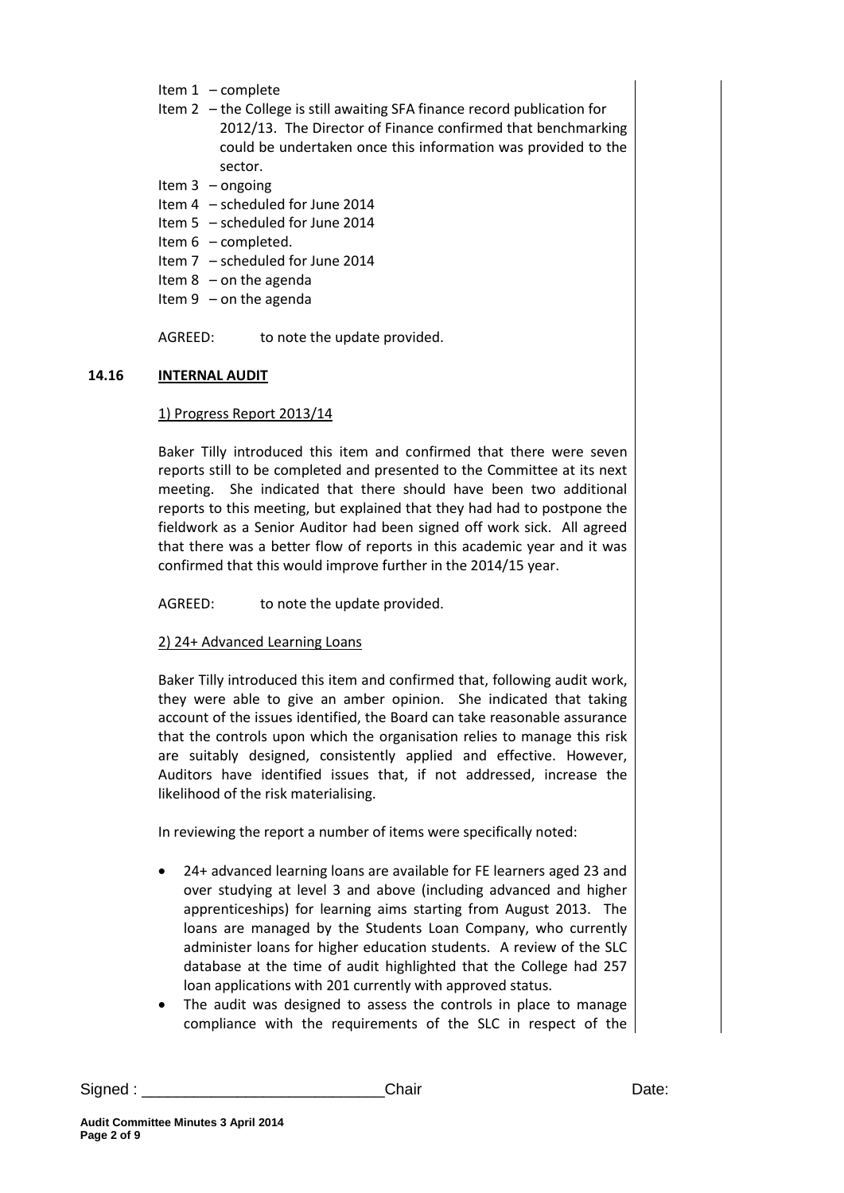Item 1 – complete

Item 2 – the College is still awaiting SFA finance record publication for 2012/13. The Director of Finance confirmed that benchmarking could be undertaken once this information was provided to the sector.

Item 3 – ongoing

Item 4 – scheduled for June 2014

Item 5 – scheduled for June 2014

Item 6 – completed.

Item 7 – scheduled for June 2014

Item 8 – on the agenda

Item 9 – on the agenda

AGREED: to note the update provided.

## 14.16 INTERNAL AUDIT

1) Progress Report 2013/14

Baker Tilly introduced this item and confirmed that there were seven reports still to be completed and presented to the Committee at its next meeting. She indicated that there should have been two additional reports to this meeting, but explained that they had had to postpone the fieldwork as a Senior Auditor had been signed off work sick. All agreed that there was a better flow of reports in this academic year and it was confirmed that this would improve further in the 2014/15 year.

AGREED: to note the update provided.

2) 24+ Advanced Learning Loans

Baker Tilly introduced this item and confirmed that, following audit work, they were able to give an amber opinion. She indicated that taking account of the issues identified, the Board can take reasonable assurance that the controls upon which the organisation relies to manage this risk are suitably designed, consistently applied and effective. However, Auditors have identified issues that, if not addressed, increase the likelihood of the risk materialising.

In reviewing the report a number of items were specifically noted:

- 24+ advanced learning loans are available for FE learners aged 23 and over studying at level 3 and above (including advanced and higher apprenticeships) for learning aims starting from August 2013. The loans are managed by the Students Loan Company, who currently administer loans for higher education students. A review of the SLC database at the time of audit highlighted that the College had 257 loan applications with 201 currently with approved status.
- The audit was designed to assess the controls in place to manage compliance with the requirements of the SLC in respect of the

Signed : ____________________________ Chair Date: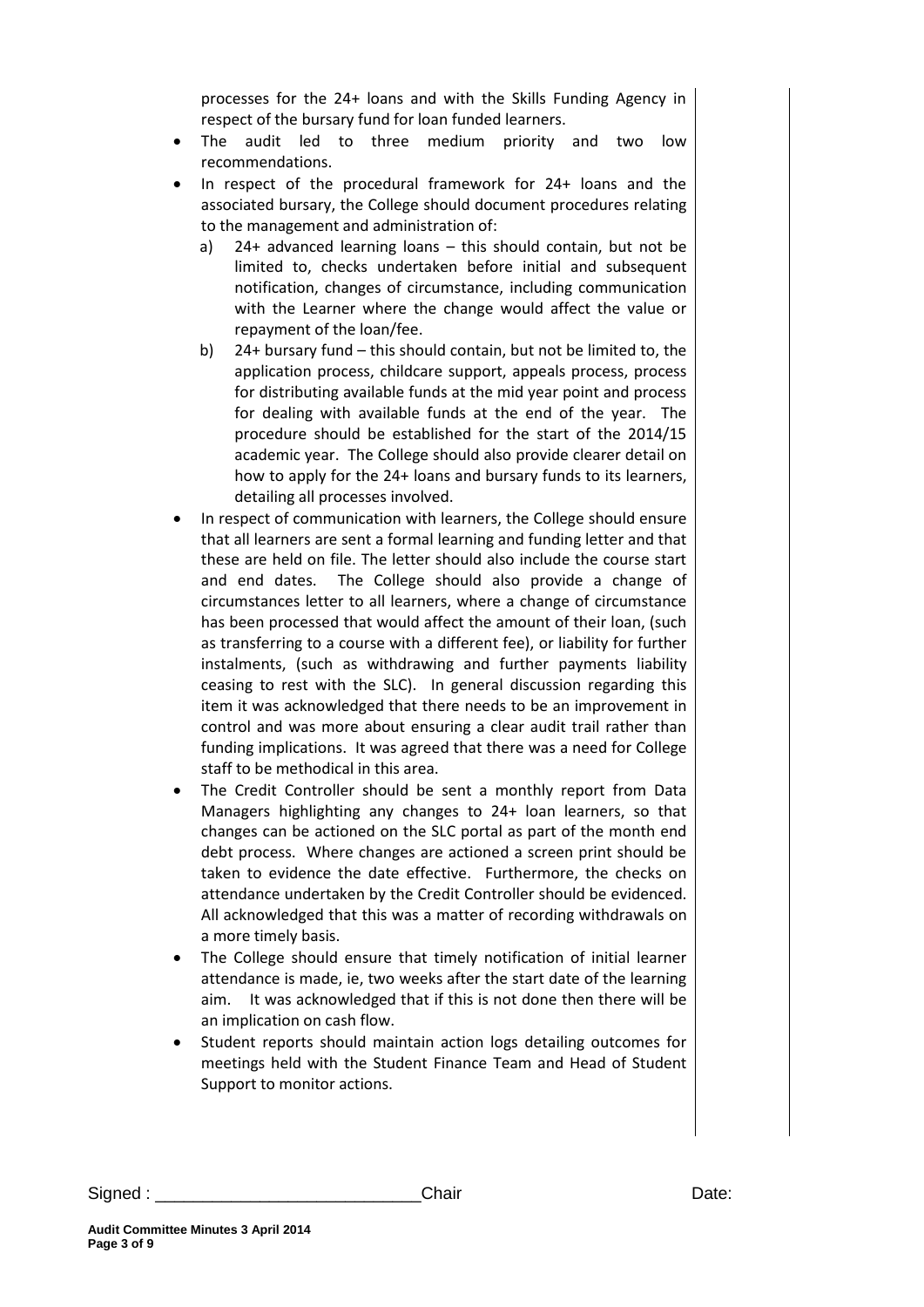processes for the 24+ loans and with the Skills Funding Agency in respect of the bursary fund for loan funded learners.

- The audit led to three medium priority and two low recommendations.
- In respect of the procedural framework for 24+ loans and the associated bursary, the College should document procedures relating to the management and administration of:
  a) 24+ advanced learning loans – this should contain, but not be limited to, checks undertaken before initial and subsequent notification, changes of circumstance, including communication with the Learner where the change would affect the value or repayment of the loan/fee.
  b) 24+ bursary fund – this should contain, but not be limited to, the application process, childcare support, appeals process, process for distributing available funds at the mid year point and process for dealing with available funds at the end of the year. The procedure should be established for the start of the 2014/15 academic year. The College should also provide clearer detail on how to apply for the 24+ loans and bursary funds to its learners, detailing all processes involved.
- In respect of communication with learners, the College should ensure that all learners are sent a formal learning and funding letter and that these are held on file. The letter should also include the course start and end dates. The College should also provide a change of circumstances letter to all learners, where a change of circumstance has been processed that would affect the amount of their loan, (such as transferring to a course with a different fee), or liability for further instalments, (such as withdrawing and further payments liability ceasing to rest with the SLC). In general discussion regarding this item it was acknowledged that there needs to be an improvement in control and was more about ensuring a clear audit trail rather than funding implications. It was agreed that there was a need for College staff to be methodical in this area.
- The Credit Controller should be sent a monthly report from Data Managers highlighting any changes to 24+ loan learners, so that changes can be actioned on the SLC portal as part of the month end debt process. Where changes are actioned a screen print should be taken to evidence the date effective. Furthermore, the checks on attendance undertaken by the Credit Controller should be evidenced. All acknowledged that this was a matter of recording withdrawals on a more timely basis.
- The College should ensure that timely notification of initial learner attendance is made, ie, two weeks after the start date of the learning aim. It was acknowledged that if this is not done then there will be an implication on cash flow.
- Student reports should maintain action logs detailing outcomes for meetings held with the Student Finance Team and Head of Student Support to monitor actions.

Signed : ___________________________Chair Date: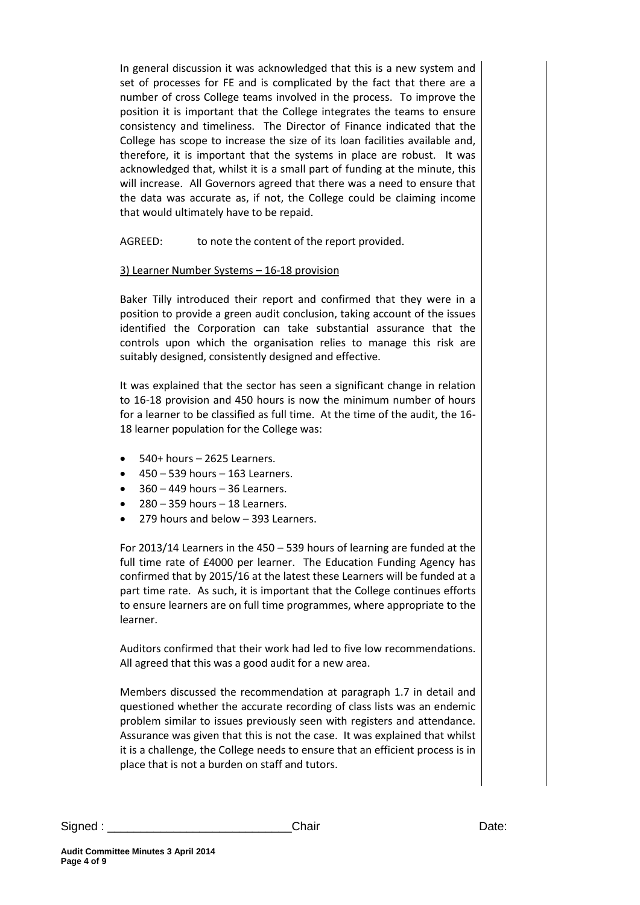In general discussion it was acknowledged that this is a new system and set of processes for FE and is complicated by the fact that there are a number of cross College teams involved in the process. To improve the position it is important that the College integrates the teams to ensure consistency and timeliness. The Director of Finance indicated that the College has scope to increase the size of its loan facilities available and, therefore, it is important that the systems in place are robust. It was acknowledged that, whilst it is a small part of funding at the minute, this will increase. All Governors agreed that there was a need to ensure that the data was accurate as, if not, the College could be claiming income that would ultimately have to be repaid.

AGREED: to note the content of the report provided.

3) Learner Number Systems – 16-18 provision

Baker Tilly introduced their report and confirmed that they were in a position to provide a green audit conclusion, taking account of the issues identified the Corporation can take substantial assurance that the controls upon which the organisation relies to manage this risk are suitably designed, consistently designed and effective.

It was explained that the sector has seen a significant change in relation to 16-18 provision and 450 hours is now the minimum number of hours for a learner to be classified as full time. At the time of the audit, the 16-18 learner population for the College was:

- 540+ hours – 2625 Learners.
- 450 – 539 hours – 163 Learners.
- 360 – 449 hours – 36 Learners.
- 280 – 359 hours – 18 Learners.
- 279 hours and below – 393 Learners.

For 2013/14 Learners in the 450 – 539 hours of learning are funded at the full time rate of £4000 per learner. The Education Funding Agency has confirmed that by 2015/16 at the latest these Learners will be funded at a part time rate. As such, it is important that the College continues efforts to ensure learners are on full time programmes, where appropriate to the learner.

Auditors confirmed that their work had led to five low recommendations. All agreed that this was a good audit for a new area.

Members discussed the recommendation at paragraph 1.7 in detail and questioned whether the accurate recording of class lists was an endemic problem similar to issues previously seen with registers and attendance. Assurance was given that this is not the case. It was explained that whilst it is a challenge, the College needs to ensure that an efficient process is in place that is not a burden on staff and tutors.

Signed : ___________________________ Chair Date: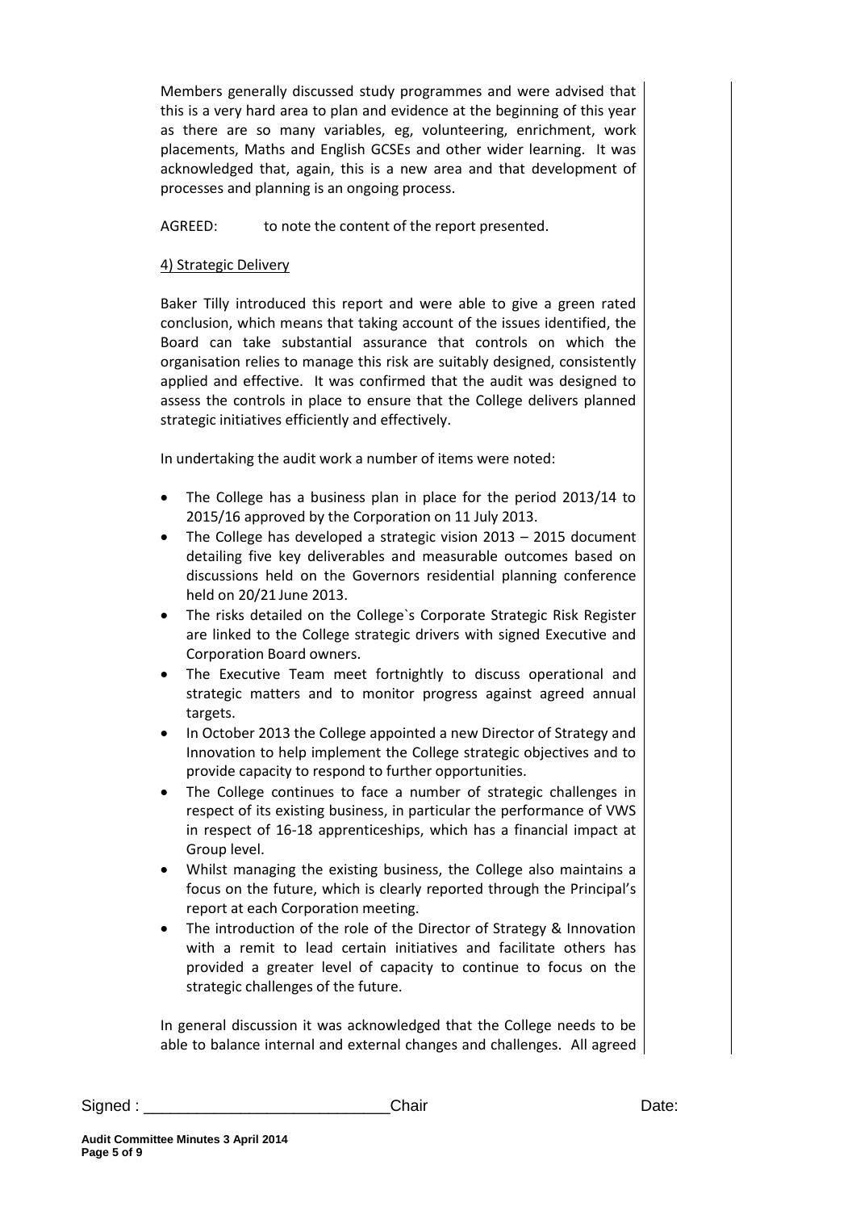Members generally discussed study programmes and were advised that this is a very hard area to plan and evidence at the beginning of this year as there are so many variables, eg, volunteering, enrichment, work placements, Maths and English GCSEs and other wider learning. It was acknowledged that, again, this is a new area and that development of processes and planning is an ongoing process.

AGREED: to note the content of the report presented.

4) Strategic Delivery

Baker Tilly introduced this report and were able to give a green rated conclusion, which means that taking account of the issues identified, the Board can take substantial assurance that controls on which the organisation relies to manage this risk are suitably designed, consistently applied and effective. It was confirmed that the audit was designed to assess the controls in place to ensure that the College delivers planned strategic initiatives efficiently and effectively.

In undertaking the audit work a number of items were noted:

- The College has a business plan in place for the period 2013/14 to 2015/16 approved by the Corporation on 11 July 2013.
- The College has developed a strategic vision 2013 – 2015 document detailing five key deliverables and measurable outcomes based on discussions held on the Governors residential planning conference held on 20/21 June 2013.
- The risks detailed on the College`s Corporate Strategic Risk Register are linked to the College strategic drivers with signed Executive and Corporation Board owners.
- The Executive Team meet fortnightly to discuss operational and strategic matters and to monitor progress against agreed annual targets.
- In October 2013 the College appointed a new Director of Strategy and Innovation to help implement the College strategic objectives and to provide capacity to respond to further opportunities.
- The College continues to face a number of strategic challenges in respect of its existing business, in particular the performance of VWS in respect of 16-18 apprenticeships, which has a financial impact at Group level.
- Whilst managing the existing business, the College also maintains a focus on the future, which is clearly reported through the Principal's report at each Corporation meeting.
- The introduction of the role of the Director of Strategy & Innovation with a remit to lead certain initiatives and facilitate others has provided a greater level of capacity to continue to focus on the strategic challenges of the future.

In general discussion it was acknowledged that the College needs to be able to balance internal and external changes and challenges. All agreed

Signed : ___________________________Chair Date: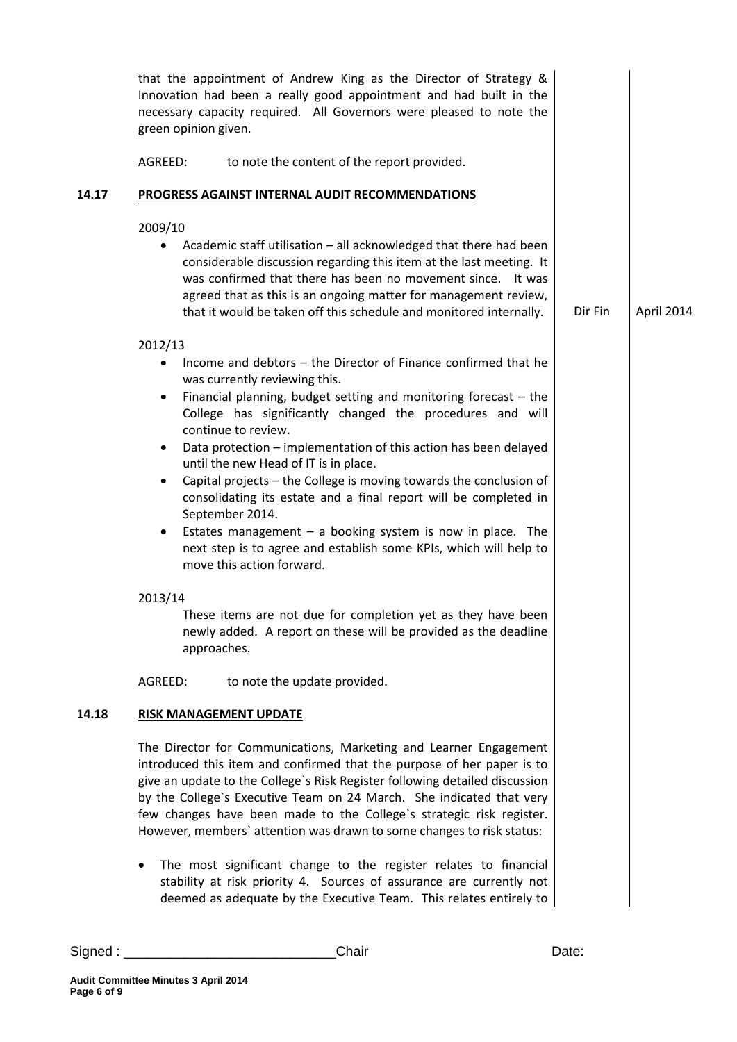that the appointment of Andrew King as the Director of Strategy & Innovation had been a really good appointment and had built in the necessary capacity required. All Governors were pleased to note the green opinion given.

AGREED: to note the content of the report provided.

**14.17 PROGRESS AGAINST INTERNAL AUDIT RECOMMENDATIONS**

2009/10

- Academic staff utilisation – all acknowledged that there had been considerable discussion regarding this item at the last meeting. It was confirmed that there has been no movement since. It was agreed that as this is an ongoing matter for management review, that it would be taken off this schedule and monitored internally. — Dir Fin — April 2014

2012/13

- Income and debtors – the Director of Finance confirmed that he was currently reviewing this.
- Financial planning, budget setting and monitoring forecast – the College has significantly changed the procedures and will continue to review.
- Data protection – implementation of this action has been delayed until the new Head of IT is in place.
- Capital projects – the College is moving towards the conclusion of consolidating its estate and a final report will be completed in September 2014.
- Estates management – a booking system is now in place. The next step is to agree and establish some KPIs, which will help to move this action forward.

2013/14

These items are not due for completion yet as they have been newly added. A report on these will be provided as the deadline approaches.

AGREED: to note the update provided.

**14.18 RISK MANAGEMENT UPDATE**

The Director for Communications, Marketing and Learner Engagement introduced this item and confirmed that the purpose of her paper is to give an update to the College`s Risk Register following detailed discussion by the College`s Executive Team on 24 March. She indicated that very few changes have been made to the College`s strategic risk register. However, members` attention was drawn to some changes to risk status:

- The most significant change to the register relates to financial stability at risk priority 4. Sources of assurance are currently not deemed as adequate by the Executive Team. This relates entirely to

Signed : ____________________________ Chair Date: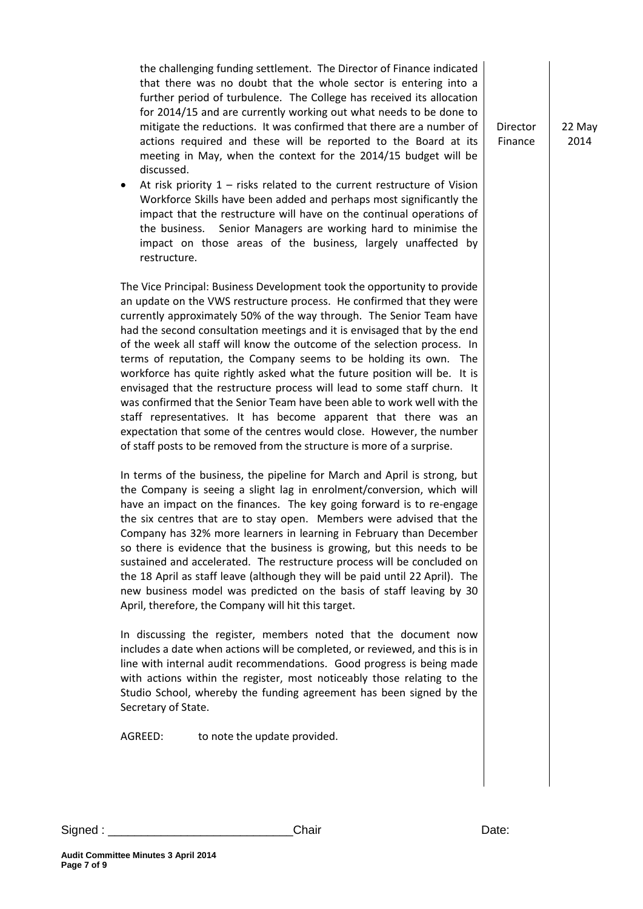the challenging funding settlement. The Director of Finance indicated that there was no doubt that the whole sector is entering into a further period of turbulence. The College has received its allocation for 2014/15 and are currently working out what needs to be done to mitigate the reductions. It was confirmed that there are a number of actions required and these will be reported to the Board at its meeting in May, when the context for the 2014/15 budget will be discussed. — Director Finance — 22 May 2014

- At risk priority 1 – risks related to the current restructure of Vision Workforce Skills have been added and perhaps most significantly the impact that the restructure will have on the continual operations of the business. Senior Managers are working hard to minimise the impact on those areas of the business, largely unaffected by restructure.

The Vice Principal: Business Development took the opportunity to provide an update on the VWS restructure process. He confirmed that they were currently approximately 50% of the way through. The Senior Team have had the second consultation meetings and it is envisaged that by the end of the week all staff will know the outcome of the selection process. In terms of reputation, the Company seems to be holding its own. The workforce has quite rightly asked what the future position will be. It is envisaged that the restructure process will lead to some staff churn. It was confirmed that the Senior Team have been able to work well with the staff representatives. It has become apparent that there was an expectation that some of the centres would close. However, the number of staff posts to be removed from the structure is more of a surprise.

In terms of the business, the pipeline for March and April is strong, but the Company is seeing a slight lag in enrolment/conversion, which will have an impact on the finances. The key going forward is to re-engage the six centres that are to stay open. Members were advised that the Company has 32% more learners in learning in February than December so there is evidence that the business is growing, but this needs to be sustained and accelerated. The restructure process will be concluded on the 18 April as staff leave (although they will be paid until 22 April). The new business model was predicted on the basis of staff leaving by 30 April, therefore, the Company will hit this target.

In discussing the register, members noted that the document now includes a date when actions will be completed, or reviewed, and this is in line with internal audit recommendations. Good progress is being made with actions within the register, most noticeably those relating to the Studio School, whereby the funding agreement has been signed by the Secretary of State.

AGREED: to note the update provided.

Signed : ___________________________ Chair Date: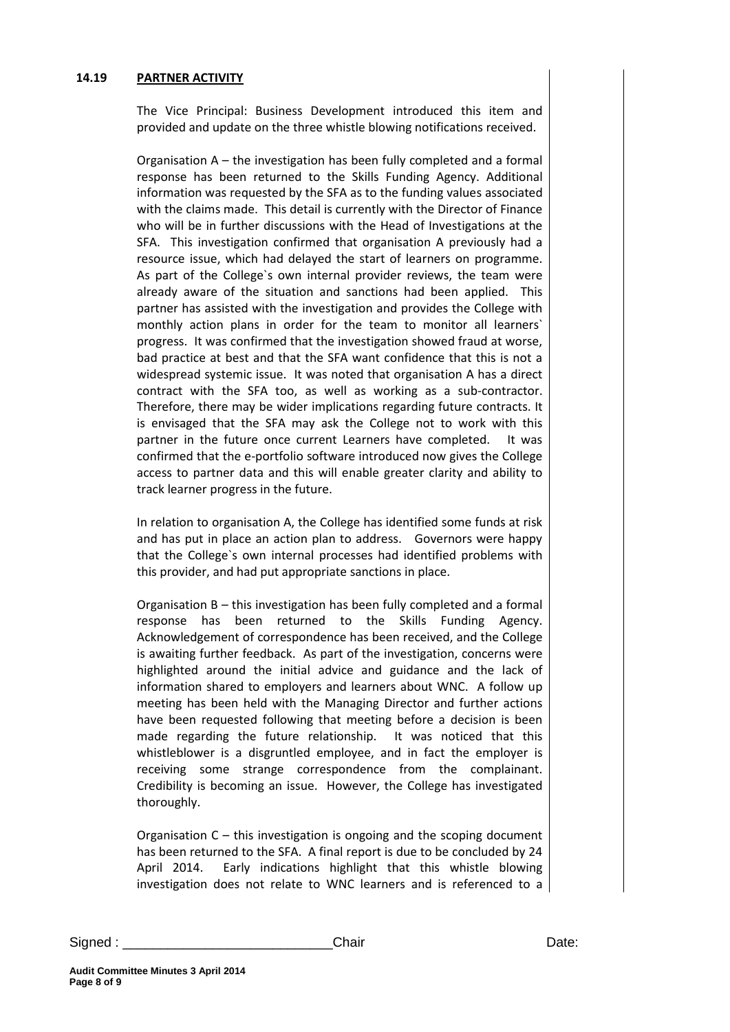**14.19 PARTNER ACTIVITY**

The Vice Principal: Business Development introduced this item and provided and update on the three whistle blowing notifications received.

Organisation A – the investigation has been fully completed and a formal response has been returned to the Skills Funding Agency. Additional information was requested by the SFA as to the funding values associated with the claims made. This detail is currently with the Director of Finance who will be in further discussions with the Head of Investigations at the SFA. This investigation confirmed that organisation A previously had a resource issue, which had delayed the start of learners on programme. As part of the College`s own internal provider reviews, the team were already aware of the situation and sanctions had been applied. This partner has assisted with the investigation and provides the College with monthly action plans in order for the team to monitor all learners` progress. It was confirmed that the investigation showed fraud at worse, bad practice at best and that the SFA want confidence that this is not a widespread systemic issue. It was noted that organisation A has a direct contract with the SFA too, as well as working as a sub-contractor. Therefore, there may be wider implications regarding future contracts. It is envisaged that the SFA may ask the College not to work with this partner in the future once current Learners have completed. It was confirmed that the e-portfolio software introduced now gives the College access to partner data and this will enable greater clarity and ability to track learner progress in the future.

In relation to organisation A, the College has identified some funds at risk and has put in place an action plan to address. Governors were happy that the College`s own internal processes had identified problems with this provider, and had put appropriate sanctions in place.

Organisation B – this investigation has been fully completed and a formal response has been returned to the Skills Funding Agency. Acknowledgement of correspondence has been received, and the College is awaiting further feedback. As part of the investigation, concerns were highlighted around the initial advice and guidance and the lack of information shared to employers and learners about WNC. A follow up meeting has been held with the Managing Director and further actions have been requested following that meeting before a decision is been made regarding the future relationship. It was noticed that this whistleblower is a disgruntled employee, and in fact the employer is receiving some strange correspondence from the complainant. Credibility is becoming an issue. However, the College has investigated thoroughly.

Organisation C – this investigation is ongoing and the scoping document has been returned to the SFA. A final report is due to be concluded by 24 April 2014. Early indications highlight that this whistle blowing investigation does not relate to WNC learners and is referenced to a

Signed : ___________________________Chair Date:

**Audit Committee Minutes 3 April 2014**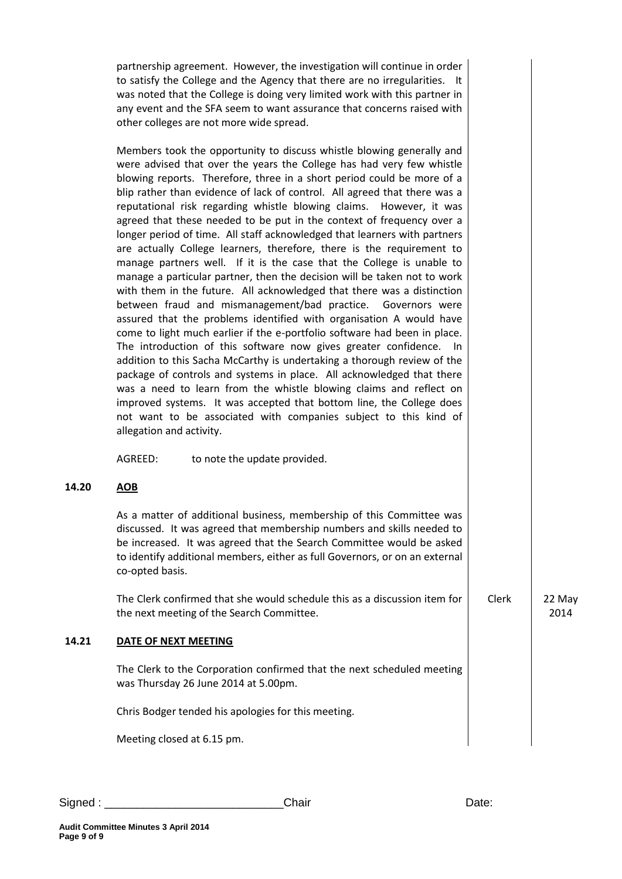partnership agreement. However, the investigation will continue in order to satisfy the College and the Agency that there are no irregularities. It was noted that the College is doing very limited work with this partner in any event and the SFA seem to want assurance that concerns raised with other colleges are not more wide spread.

Members took the opportunity to discuss whistle blowing generally and were advised that over the years the College has had very few whistle blowing reports. Therefore, three in a short period could be more of a blip rather than evidence of lack of control. All agreed that there was a reputational risk regarding whistle blowing claims. However, it was agreed that these needed to be put in the context of frequency over a longer period of time. All staff acknowledged that learners with partners are actually College learners, therefore, there is the requirement to manage partners well. If it is the case that the College is unable to manage a particular partner, then the decision will be taken not to work with them in the future. All acknowledged that there was a distinction between fraud and mismanagement/bad practice. Governors were assured that the problems identified with organisation A would have come to light much earlier if the e-portfolio software had been in place. The introduction of this software now gives greater confidence. In addition to this Sacha McCarthy is undertaking a thorough review of the package of controls and systems in place. All acknowledged that there was a need to learn from the whistle blowing claims and reflect on improved systems. It was accepted that bottom line, the College does not want to be associated with companies subject to this kind of allegation and activity.

AGREED: to note the update provided.

**14.20 AOB**

As a matter of additional business, membership of this Committee was discussed. It was agreed that membership numbers and skills needed to be increased. It was agreed that the Search Committee would be asked to identify additional members, either as full Governors, or on an external co-opted basis.

| | | |
|---|---|---|
| The Clerk confirmed that she would schedule this as a discussion item for the next meeting of the Search Committee. | Clerk | 22 May 2014 |

**14.21 DATE OF NEXT MEETING**

The Clerk to the Corporation confirmed that the next scheduled meeting was Thursday 26 June 2014 at 5.00pm.

Chris Bodger tended his apologies for this meeting.

Meeting closed at 6.15 pm.

Signed : ___________________________ Chair Date: